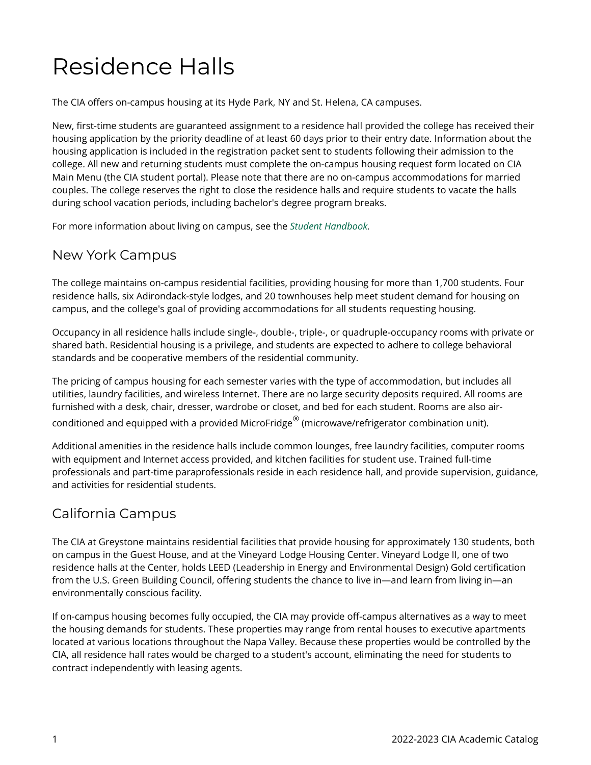# Residence Halls

The CIA offers on-campus housing at its Hyde Park, NY and St. Helena, CA campuses.

New, first-time students are guaranteed assignment to a residence hall provided the college has received their housing application by the priority deadline of at least 60 days prior to their entry date. Information about the housing application is included in the registration packet sent to students following their admission to the college. All new and returning students must complete the on-campus housing request form located on CIA Main Menu (the CIA student portal). Please note that there are no on-campus accommodations for married couples. The college reserves the right to close the residence halls and require students to vacate the halls during school vacation periods, including bachelor's degree program breaks.

For more information about living on campus, see the *Student Handbook*.

## New York Campus

The college maintains on-campus residential facilities, providing housing for more than 1,700 students. Four residence halls, six Adirondack-style lodges, and 20 townhouses help meet student demand for housing on campus, and the college's goal of providing accommodations for all students requesting housing.

Occupancy in all residence halls include single-, double-, triple-, or quadruple-occupancy rooms with private or shared bath. Residential housing is a privilege, and students are expected to adhere to college behavioral standards and be cooperative members of the residential community.

The pricing of campus housing for each semester varies with the type of accommodation, but includes all utilities, laundry facilities, and wireless Internet. There are no large security deposits required. All rooms are furnished with a desk, chair, dresser, wardrobe or closet, and bed for each student. Rooms are also air-conditioned and equipped with a provided MicroFridge® (microwave/refrigerator combination unit).

Additional amenities in the residence halls include common lounges, free laundry facilities, computer rooms with equipment and Internet access provided, and kitchen facilities for student use. Trained full-time professionals and part-time paraprofessionals reside in each residence hall, and provide supervision, guidance, and activities for residential students.

## California Campus

The CIA at Greystone maintains residential facilities that provide housing for approximately 130 students, both on campus in the Guest House, and at the Vineyard Lodge Housing Center. Vineyard Lodge II, one of two residence halls at the Center, holds LEED (Leadership in Energy and Environmental Design) Gold certification from the U.S. Green Building Council, offering students the chance to live in—and learn from living in—an environmentally conscious facility.

If on-campus housing becomes fully occupied, the CIA may provide off-campus alternatives as a way to meet the housing demands for students. These properties may range from rental houses to executive apartments located at various locations throughout the Napa Valley. Because these properties would be controlled by the CIA, all residence hall rates would be charged to a student's account, eliminating the need for students to contract independently with leasing agents.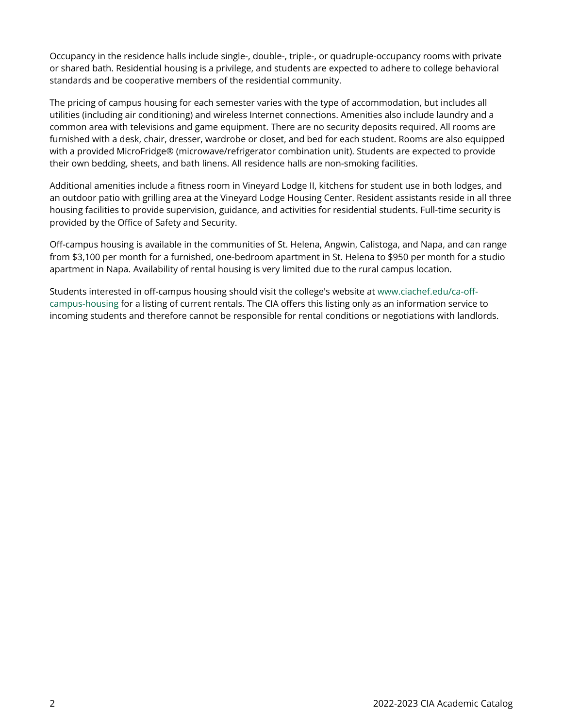Occupancy in the residence halls include single-, double-, triple-, or quadruple-occupancy rooms with private or shared bath. Residential housing is a privilege, and students are expected to adhere to college behavioral standards and be cooperative members of the residential community.

The pricing of campus housing for each semester varies with the type of accommodation, but includes all utilities (including air conditioning) and wireless Internet connections. Amenities also include laundry and a common area with televisions and game equipment. There are no security deposits required. All rooms are furnished with a desk, chair, dresser, wardrobe or closet, and bed for each student. Rooms are also equipped with a provided MicroFridge® (microwave/refrigerator combination unit). Students are expected to provide their own bedding, sheets, and bath linens. All residence halls are non-smoking facilities.

Additional amenities include a fitness room in Vineyard Lodge II, kitchens for student use in both lodges, and an outdoor patio with grilling area at the Vineyard Lodge Housing Center. Resident assistants reside in all three housing facilities to provide supervision, guidance, and activities for residential students. Full-time security is provided by the Office of Safety and Security.

Off-campus housing is available in the communities of St. Helena, Angwin, Calistoga, and Napa, and can range from $3,100 per month for a furnished, one-bedroom apartment in St. Helena to $950 per month for a studio apartment in Napa. Availability of rental housing is very limited due to the rural campus location.

Students interested in off-campus housing should visit the college's website at www.ciachef.edu/ca-off-campus-housing for a listing of current rentals. The CIA offers this listing only as an information service to incoming students and therefore cannot be responsible for rental conditions or negotiations with landlords.